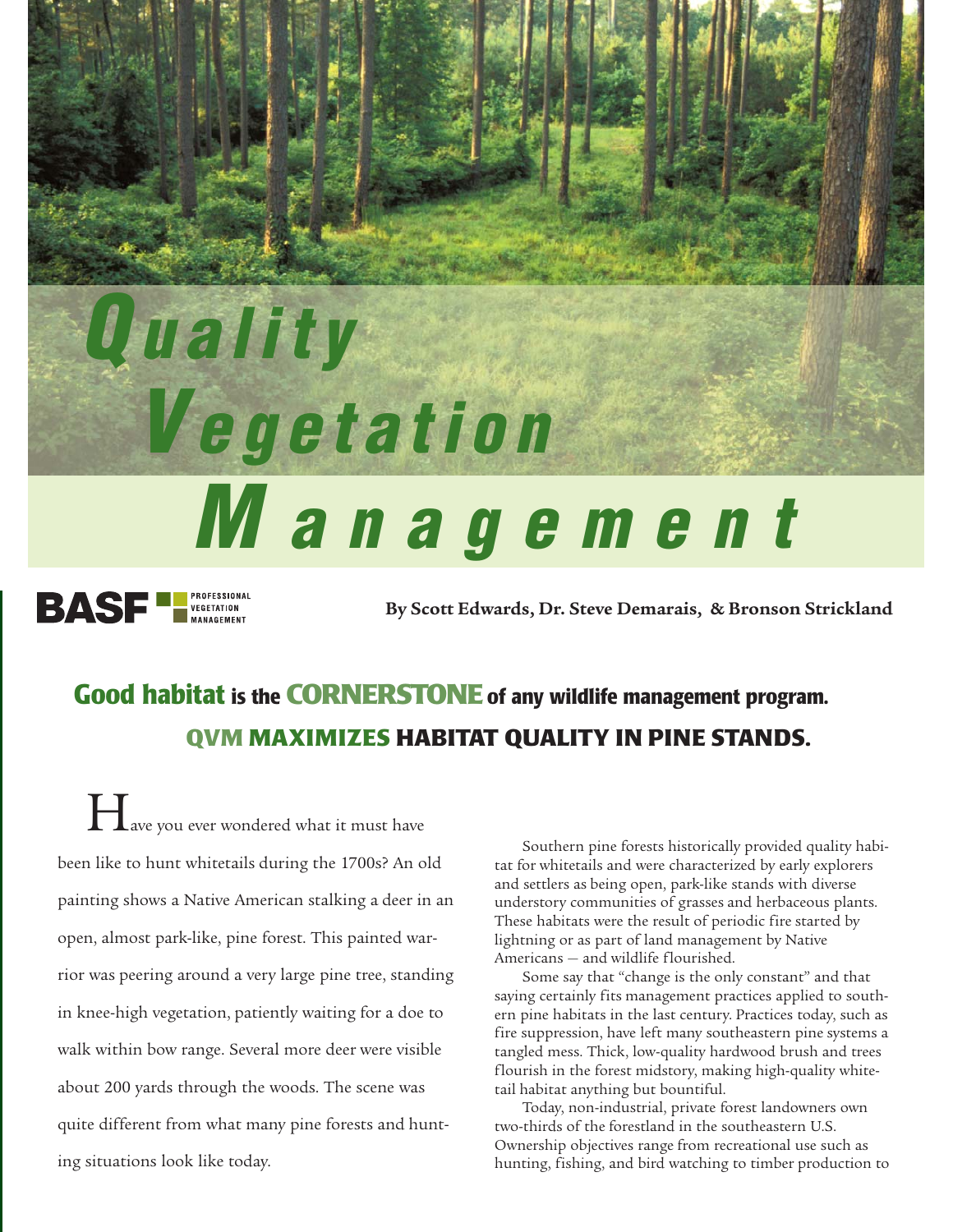# Quality Vegetation Management

BASF PROFESSIONAL VEGETATION MANAGEMENT

**By Scott Edwards, Dr. Steve Demarais, & Bronson Strickland**

## Good habitat is the CORNERSTONE of any wildlife management program. QVM MAXIMIZES HABITAT QUALITY IN PINE STANDS.

Have you ever wondered what it must have been like to hunt whitetails during the 1700s? An old painting shows a Native American stalking a deer in an open, almost park-like, pine forest. This painted warrior was peering around a very large pine tree, standing in knee-high vegetation, patiently waiting for a doe to walk within bow range. Several more deer were visible about 200 yards through the woods. The scene was quite different from what many pine forests and hunting situations look like today.

Southern pine forests historically provided quality habitat for whitetails and were characterized by early explorers and settlers as being open, park-like stands with diverse understory communities of grasses and herbaceous plants. These habitats were the result of periodic fire started by lightning or as part of land management by Native Americans — and wildlife flourished.

Some say that "change is the only constant" and that saying certainly fits management practices applied to southern pine habitats in the last century. Practices today, such as fire suppression, have left many southeastern pine systems a tangled mess. Thick, low-quality hardwood brush and trees flourish in the forest midstory, making high-quality whitetail habitat anything but bountiful.

Today, non-industrial, private forest landowners own two-thirds of the forestland in the southeastern U.S. Ownership objectives range from recreational use such as hunting, fishing, and bird watching to timber production to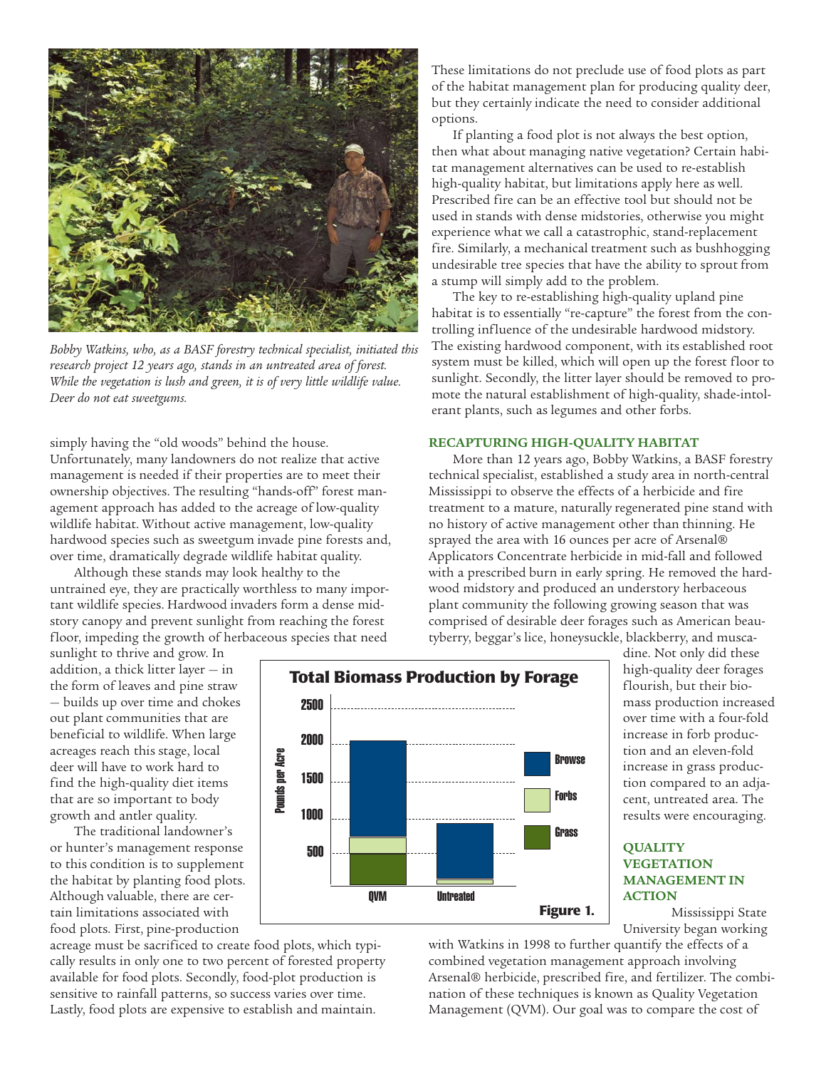*Bobby Watkins, who, as a BASF forestry technical specialist, initiated this research project 12 years ago, stands in an untreated area of forest. While the vegetation is lush and green, it is of very little wildlife value. Deer do not eat sweetgums.*

simply having the "old woods" behind the house. Unfortunately, many landowners do not realize that active management is needed if their properties are to meet their ownership objectives. The resulting "hands-off" forest management approach has added to the acreage of low-quality wildlife habitat. Without active management, low-quality hardwood species such as sweetgum invade pine forests and, over time, dramatically degrade wildlife habitat quality.

Although these stands may look healthy to the untrained eye, they are practically worthless to many important wildlife species. Hardwood invaders form a dense midstory canopy and prevent sunlight from reaching the forest floor, impeding the growth of herbaceous species that need sunlight to thrive and grow. In addition, a thick litter layer — in the form of leaves and pine straw — builds up over time and chokes out plant communities that are beneficial to wildlife. When large acreages reach this stage, local deer will have to work hard to find the high-quality diet items that are so important to body growth and antler quality.

The traditional landowner's or hunter's management response to this condition is to supplement the habitat by planting food plots. Although valuable, there are certain limitations associated with food plots. First, pine-production acreage must be sacrificed to create food plots, which typically results in only one to two percent of forested property available for food plots. Secondly, food-plot production is sensitive to rainfall patterns, so success varies over time. Lastly, food plots are expensive to establish and maintain.

**Total Biomass Production by Forage**

Figure 1.

These limitations do not preclude use of food plots as part of the habitat management plan for producing quality deer, but they certainly indicate the need to consider additional options.

If planting a food plot is not always the best option, then what about managing native vegetation? Certain habitat management alternatives can be used to re-establish high-quality habitat, but limitations apply here as well. Prescribed fire can be an effective tool but should not be used in stands with dense midstories, otherwise you might experience what we call a catastrophic, stand-replacement fire. Similarly, a mechanical treatment such as bushhogging undesirable tree species that have the ability to sprout from a stump will simply add to the problem.

The key to re-establishing high-quality upland pine habitat is to essentially "re-capture" the forest from the controlling influence of the undesirable hardwood midstory. The existing hardwood component, with its established root system must be killed, which will open up the forest floor to sunlight. Secondly, the litter layer should be removed to promote the natural establishment of high-quality, shade-intolerant plants, such as legumes and other forbs.

## RECAPTURING HIGH-QUALITY HABITAT

More than 12 years ago, Bobby Watkins, a BASF forestry technical specialist, established a study area in north-central Mississippi to observe the effects of a herbicide and fire treatment to a mature, naturally regenerated pine stand with no history of active management other than thinning. He sprayed the area with 16 ounces per acre of Arsenal® Applicators Concentrate herbicide in mid-fall and followed with a prescribed burn in early spring. He removed the hardwood midstory and produced an understory herbaceous plant community the following growing season that was comprised of desirable deer forages such as American beautyberry, beggar's lice, honeysuckle, blackberry, and muscadine. Not only did these high-quality deer forages flourish, but their biomass production increased over time with a four-fold increase in forb production and an eleven-fold increase in grass production compared to an adjacent, untreated area. The results were encouraging.

## QUALITY VEGETATION MANAGEMENT IN ACTION

Mississippi State University began working with Watkins in 1998 to further quantify the effects of a combined vegetation management approach involving Arsenal® herbicide, prescribed fire, and fertilizer. The combination of these techniques is known as Quality Vegetation Management (QVM). Our goal was to compare the cost of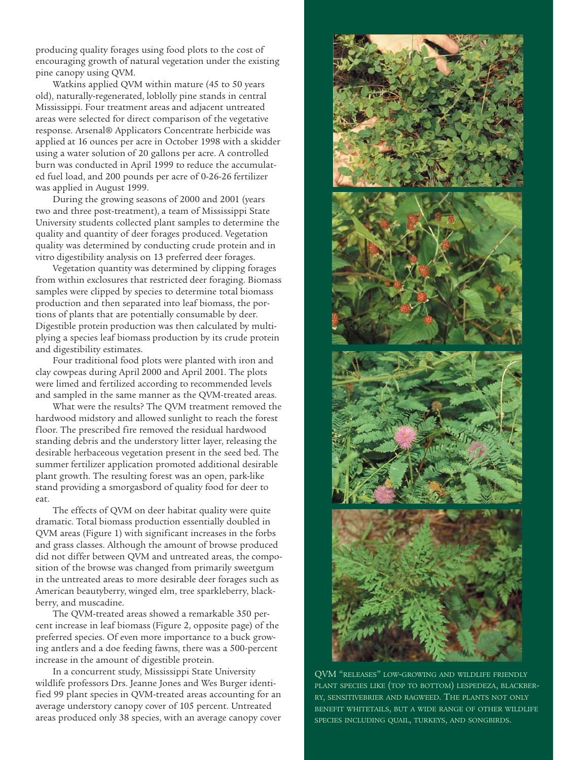producing quality forages using food plots to the cost of encouraging growth of natural vegetation under the existing pine canopy using QVM.

Watkins applied QVM within mature (45 to 50 years old), naturally-regenerated, loblolly pine stands in central Mississippi. Four treatment areas and adjacent untreated areas were selected for direct comparison of the vegetative response. Arsenal® Applicators Concentrate herbicide was applied at 16 ounces per acre in October 1998 with a skidder using a water solution of 20 gallons per acre. A controlled burn was conducted in April 1999 to reduce the accumulated fuel load, and 200 pounds per acre of 0-26-26 fertilizer was applied in August 1999.

During the growing seasons of 2000 and 2001 (years two and three post-treatment), a team of Mississippi State University students collected plant samples to determine the quality and quantity of deer forages produced. Vegetation quality was determined by conducting crude protein and in vitro digestibility analysis on 13 preferred deer forages.

Vegetation quantity was determined by clipping forages from within exclosures that restricted deer foraging. Biomass samples were clipped by species to determine total biomass production and then separated into leaf biomass, the portions of plants that are potentially consumable by deer. Digestible protein production was then calculated by multiplying a species leaf biomass production by its crude protein and digestibility estimates.

Four traditional food plots were planted with iron and clay cowpeas during April 2000 and April 2001. The plots were limed and fertilized according to recommended levels and sampled in the same manner as the QVM-treated areas.

What were the results? The QVM treatment removed the hardwood midstory and allowed sunlight to reach the forest floor. The prescribed fire removed the residual hardwood standing debris and the understory litter layer, releasing the desirable herbaceous vegetation present in the seed bed. The summer fertilizer application promoted additional desirable plant growth. The resulting forest was an open, park-like stand providing a smorgasbord of quality food for deer to eat.

The effects of QVM on deer habitat quality were quite dramatic. Total biomass production essentially doubled in QVM areas (Figure 1) with significant increases in the forbs and grass classes. Although the amount of browse produced did not differ between QVM and untreated areas, the composition of the browse was changed from primarily sweetgum in the untreated areas to more desirable deer forages such as American beautyberry, winged elm, tree sparkleberry, blackberry, and muscadine.

The QVM-treated areas showed a remarkable 350 percent increase in leaf biomass (Figure 2, opposite page) of the preferred species. Of even more importance to a buck growing antlers and a doe feeding fawns, there was a 500-percent increase in the amount of digestible protein.

In a concurrent study, Mississippi State University wildlife professors Drs. Jeanne Jones and Wes Burger identified 99 plant species in QVM-treated areas accounting for an average understory canopy cover of 105 percent. Untreated areas produced only 38 species, with an average canopy cover

QVM "releases" low-growing and wildlife friendly plant species like (top to bottom) lespedeza, blackberry, sensitivebrier and ragweed. The plants not only benefit whitetails, but a wide range of other wildlife species including quail, turkeys, and songbirds.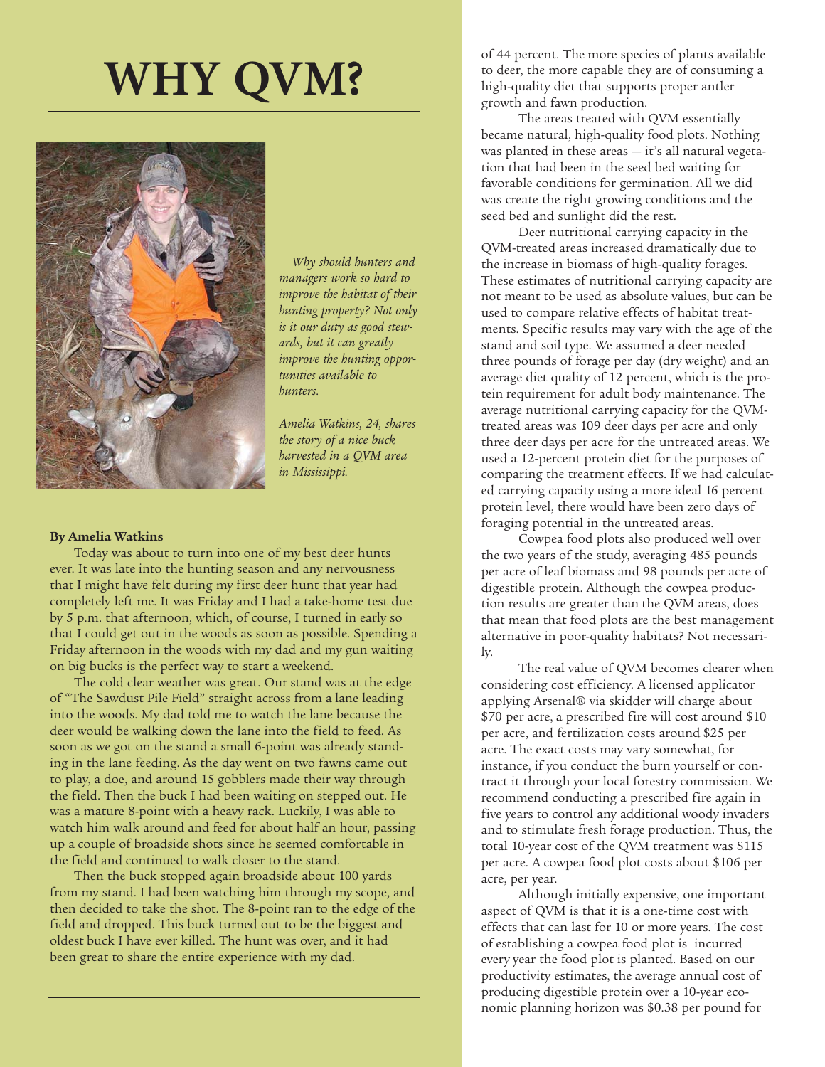# WHY QVM?

*Why should hunters and managers work so hard to improve the habitat of their hunting property? Not only is it our duty as good stewards, but it can greatly improve the hunting opportunities available to hunters.*

*Amelia Watkins, 24, shares the story of a nice buck harvested in a QVM area in Mississippi.*

**By Amelia Watkins**

Today was about to turn into one of my best deer hunts ever. It was late into the hunting season and any nervousness that I might have felt during my first deer hunt that year had completely left me. It was Friday and I had a take-home test due by 5 p.m. that afternoon, which, of course, I turned in early so that I could get out in the woods as soon as possible. Spending a Friday afternoon in the woods with my dad and my gun waiting on big bucks is the perfect way to start a weekend.

The cold clear weather was great. Our stand was at the edge of "The Sawdust Pile Field" straight across from a lane leading into the woods. My dad told me to watch the lane because the deer would be walking down the lane into the field to feed. As soon as we got on the stand a small 6-point was already standing in the lane feeding. As the day went on two fawns came out to play, a doe, and around 15 gobblers made their way through the field. Then the buck I had been waiting on stepped out. He was a mature 8-point with a heavy rack. Luckily, I was able to watch him walk around and feed for about half an hour, passing up a couple of broadside shots since he seemed comfortable in the field and continued to walk closer to the stand.

Then the buck stopped again broadside about 100 yards from my stand. I had been watching him through my scope, and then decided to take the shot. The 8-point ran to the edge of the field and dropped. This buck turned out to be the biggest and oldest buck I have ever killed. The hunt was over, and it had been great to share the entire experience with my dad.

of 44 percent. The more species of plants available to deer, the more capable they are of consuming a high-quality diet that supports proper antler growth and fawn production.

The areas treated with QVM essentially became natural, high-quality food plots. Nothing was planted in these areas — it's all natural vegetation that had been in the seed bed waiting for favorable conditions for germination. All we did was create the right growing conditions and the seed bed and sunlight did the rest.

Deer nutritional carrying capacity in the QVM-treated areas increased dramatically due to the increase in biomass of high-quality forages. These estimates of nutritional carrying capacity are not meant to be used as absolute values, but can be used to compare relative effects of habitat treatments. Specific results may vary with the age of the stand and soil type. We assumed a deer needed three pounds of forage per day (dry weight) and an average diet quality of 12 percent, which is the protein requirement for adult body maintenance. The average nutritional carrying capacity for the QVM-treated areas was 109 deer days per acre and only three deer days per acre for the untreated areas. We used a 12-percent protein diet for the purposes of comparing the treatment effects. If we had calculated carrying capacity using a more ideal 16 percent protein level, there would have been zero days of foraging potential in the untreated areas.

Cowpea food plots also produced well over the two years of the study, averaging 485 pounds per acre of leaf biomass and 98 pounds per acre of digestible protein. Although the cowpea production results are greater than the QVM areas, does that mean that food plots are the best management alternative in poor-quality habitats? Not necessarily.

The real value of QVM becomes clearer when considering cost efficiency. A licensed applicator applying Arsenal® via skidder will charge about \$70 per acre, a prescribed fire will cost around \$10 per acre, and fertilization costs around \$25 per acre. The exact costs may vary somewhat, for instance, if you conduct the burn yourself or contract it through your local forestry commission. We recommend conducting a prescribed fire again in five years to control any additional woody invaders and to stimulate fresh forage production. Thus, the total 10-year cost of the QVM treatment was \$115 per acre. A cowpea food plot costs about \$106 per acre, per year.

Although initially expensive, one important aspect of QVM is that it is a one-time cost with effects that can last for 10 or more years. The cost of establishing a cowpea food plot is incurred every year the food plot is planted. Based on our productivity estimates, the average annual cost of producing digestible protein over a 10-year economic planning horizon was \$0.38 per pound for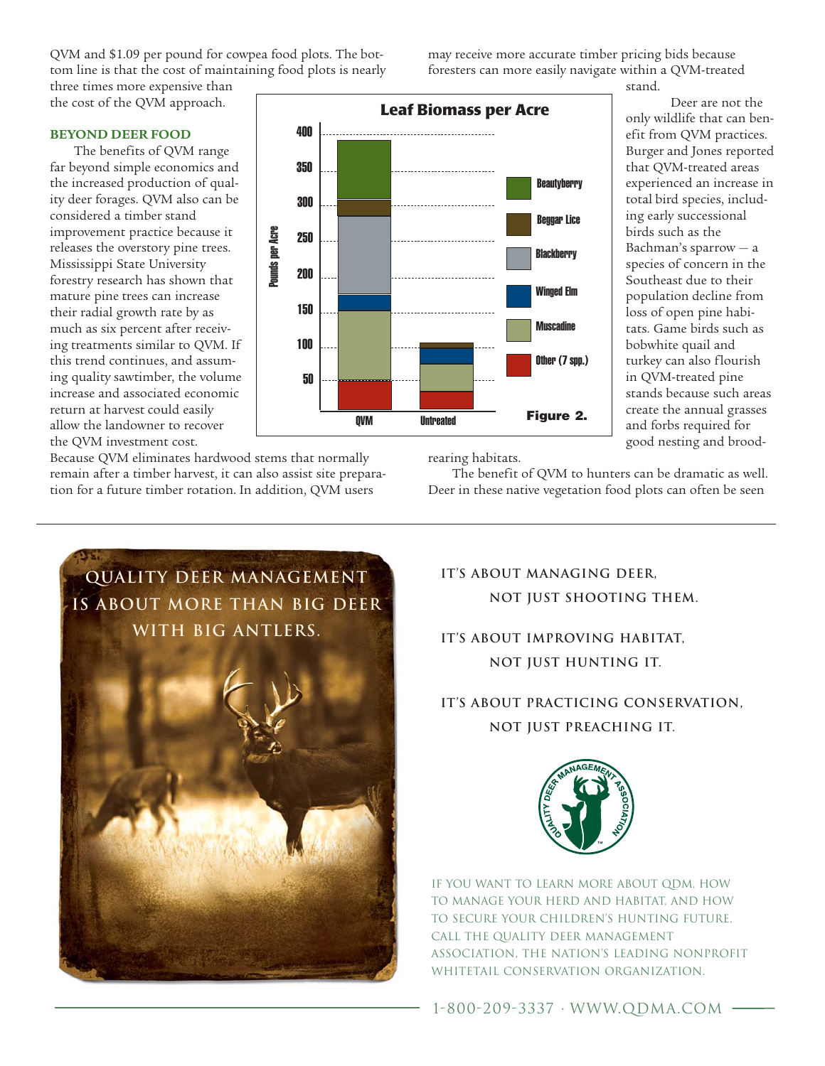QVM and $1.09 per pound for cowpea food plots. The bottom line is that the cost of maintaining food plots is nearly three times more expensive than the cost of the QVM approach.

### BEYOND DEER FOOD

The benefits of QVM range far beyond simple economics and the increased production of quality deer forages. QVM also can be considered a timber stand improvement practice because it releases the overstory pine trees. Mississippi State University forestry research has shown that mature pine trees can increase their radial growth rate by as much as six percent after receiving treatments similar to QVM. If this trend continues, and assuming quality sawtimber, the volume increase and associated economic return at harvest could easily allow the landowner to recover the QVM investment cost. Because QVM eliminates hardwood stems that normally remain after a timber harvest, it can also assist site preparation for a future timber rotation. In addition, QVM users may receive more accurate timber pricing bids because foresters can more easily navigate within a QVM-treated stand.

**Leaf Biomass per Acre**

Pounds per Acre (0–400); bars: QVM, Untreated. Legend: Beautyberry, Beggar Lice, Blackberry, Winged Elm, Muscadine, Other (7 spp.)

Figure 2.

Deer are not the only wildlife that can benefit from QVM practices. Burger and Jones reported that QVM-treated areas experienced an increase in total bird species, including early successional birds such as the Bachman's sparrow — a species of concern in the Southeast due to their population decline from loss of open pine habitats. Game birds such as bobwhite quail and turkey can also flourish in QVM-treated pine stands because such areas create the annual grasses and forbs required for good nesting and brood-rearing habitats.

The benefit of QVM to hunters can be dramatic as well. Deer in these native vegetation food plots can often be seen

---

QUALITY DEER MANAGEMENT IS ABOUT MORE THAN BIG DEER WITH BIG ANTLERS.

IT'S ABOUT MANAGING DEER, NOT JUST SHOOTING THEM.

IT'S ABOUT IMPROVING HABITAT, NOT JUST HUNTING IT.

IT'S ABOUT PRACTICING CONSERVATION, NOT JUST PREACHING IT.

IF YOU WANT TO LEARN MORE ABOUT QDM, HOW TO MANAGE YOUR HERD AND HABITAT, AND HOW TO SECURE YOUR CHILDREN'S HUNTING FUTURE, CALL THE QUALITY DEER MANAGEMENT ASSOCIATION, THE NATION'S LEADING NONPROFIT WHITETAIL CONSERVATION ORGANIZATION.

1-800-209-3337 · WWW.QDMA.COM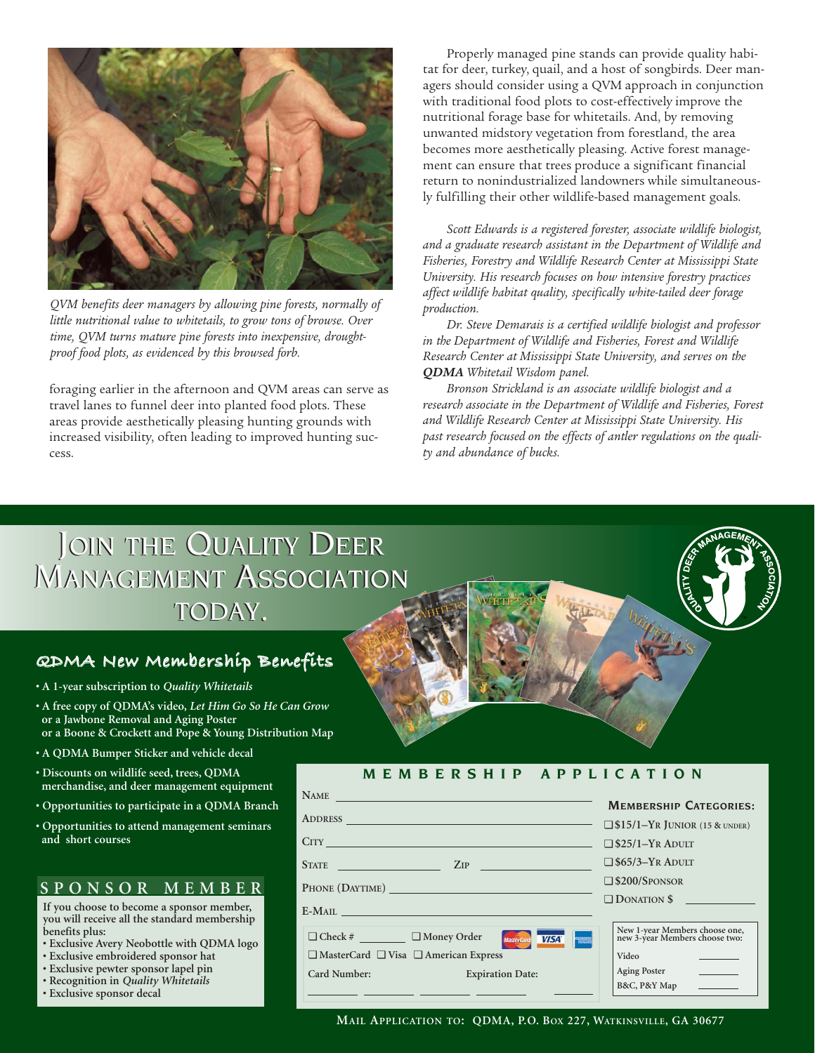*QVM benefits deer managers by allowing pine forests, normally of little nutritional value to whitetails, to grow tons of browse. Over time, QVM turns mature pine forests into inexpensive, drought-proof food plots, as evidenced by this browsed forb.*

foraging earlier in the afternoon and QVM areas can serve as travel lanes to funnel deer into planted food plots. These areas provide aesthetically pleasing hunting grounds with increased visibility, often leading to improved hunting success.

Properly managed pine stands can provide quality habitat for deer, turkey, quail, and a host of songbirds. Deer managers should consider using a QVM approach in conjunction with traditional food plots to cost-effectively improve the nutritional forage base for whitetails. And, by removing unwanted midstory vegetation from forestland, the area becomes more aesthetically pleasing. Active forest management can ensure that trees produce a significant financial return to nonindustrialized landowners while simultaneously fulfilling their other wildlife-based management goals.

*Scott Edwards is a registered forester, associate wildlife biologist, and a graduate research assistant in the Department of Wildlife and Fisheries, Forestry and Wildlife Research Center at Mississippi State University. His research focuses on how intensive forestry practices affect wildlife habitat quality, specifically white-tailed deer forage production.*

*Dr. Steve Demarais is a certified wildlife biologist and professor in the Department of Wildlife and Fisheries, Forest and Wildlife Research Center at Mississippi State University, and serves on the **QDMA** Whitetail Wisdom panel.*

*Bronson Strickland is an associate wildlife biologist and a research associate in the Department of Wildlife and Fisheries, Forest and Wildlife Research Center at Mississippi State University. His past research focused on the effects of antler regulations on the quality and abundance of bucks.*

# Join the Quality Deer Management Association today.

## QDMA New Membership Benefits

- **A 1-year subscription to *Quality Whitetails***
- **A free copy of QDMA's video, *Let Him Go So He Can Grow* or a Jawbone Removal and Aging Poster or a Boone & Crockett and Pope & Young Distribution Map**
- **A QDMA Bumper Sticker and vehicle decal**
- **Discounts on wildlife seed, trees, QDMA merchandise, and deer management equipment**
- **Opportunities to participate in a QDMA Branch**
- **Opportunities to attend management seminars and short courses**

## SPONSOR MEMBER

**If you choose to become a sponsor member, you will receive all the standard membership benefits plus:**

- **Exclusive Avery Neobottle with QDMA logo**
- **Exclusive embroidered sponsor hat**
- **Exclusive pewter sponsor lapel pin**
- **Recognition in *Quality Whitetails***
- **Exclusive sponsor decal**

## MEMBERSHIP APPLICATION

Name ______________________

Address ______________________

City ______________________

State ____________ Zip ____________

Phone (Daytime) ______________________

E-Mail ______________________

❑ Check # ________ ❑ Money Order

❑ MasterCard ❑ Visa ❑ American Express

Card Number: ______________________ Expiration Date: ________

**Membership Categories:**

❑ $15/1–Yr Junior (15 & under)

❑ $25/1–Yr Adult

❑ $65/3–Yr Adult

❑ $200/Sponsor

❑ Donation $ ________

New 1-year Members choose one, new 3-year Members choose two:

Video ________

Aging Poster ________

B&C, P&Y Map ________

**Mail Application to: QDMA, P.O. Box 227, Watkinsville, GA 30677**